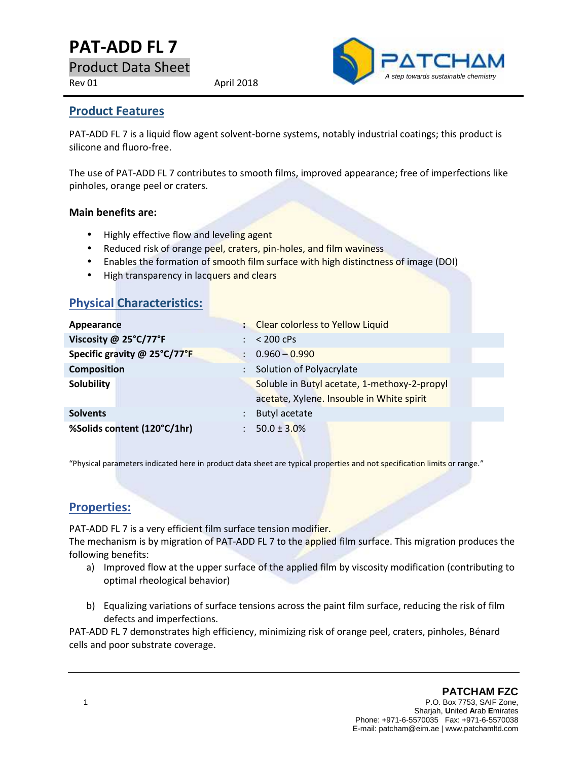# PAT-ADD FL 7

Product Data Sheet

Rev 01 April 2018

PATCHAM
*A step towards sustainable chemistry*

## Product Features

PAT-ADD FL 7 is a liquid flow agent solvent-borne systems, notably industrial coatings; this product is silicone and fluoro-free.

The use of PAT-ADD FL 7 contributes to smooth films, improved appearance; free of imperfections like pinholes, orange peel or craters.

**Main benefits are:**

- Highly effective flow and leveling agent
- Reduced risk of orange peel, craters, pin-holes, and film waviness
- Enables the formation of smooth film surface with high distinctness of image (DOI)
- High transparency in lacquers and clears

## Physical Characteristics:

| | | |
|---|---|---|
| **Appearance** | : | Clear colorless to Yellow Liquid |
| **Viscosity @ 25°C/77°F** | : | < 200 cPs |
| **Specific gravity @ 25°C/77°F** | : | 0.960 – 0.990 |
| **Composition** | : | Solution of Polyacrylate |
| **Solubility** | | Soluble in Butyl acetate, 1-methoxy-2-propyl acetate, Xylene. Insouble in White spirit |
| **Solvents** | : | Butyl acetate |
| **%Solids content (120°C/1hr)** | : | 50.0 ± 3.0% |

"Physical parameters indicated here in product data sheet are typical properties and not specification limits or range."

## Properties:

PAT-ADD FL 7 is a very efficient film surface tension modifier.
The mechanism is by migration of PAT-ADD FL 7 to the applied film surface. This migration produces the following benefits:

a) Improved flow at the upper surface of the applied film by viscosity modification (contributing to optimal rheological behavior)

b) Equalizing variations of surface tensions across the paint film surface, reducing the risk of film defects and imperfections.

PAT-ADD FL 7 demonstrates high efficiency, minimizing risk of orange peel, craters, pinholes, Bénard cells and poor substrate coverage.

**PATCHAM FZC**
P.O. Box 7753, SAIF Zone,
Sharjah, **U**nited **A**rab **E**mirates
Phone: +971-6-5570035 Fax: +971-6-5570038
E-mail: patcham@eim.ae | www.patchamltd.com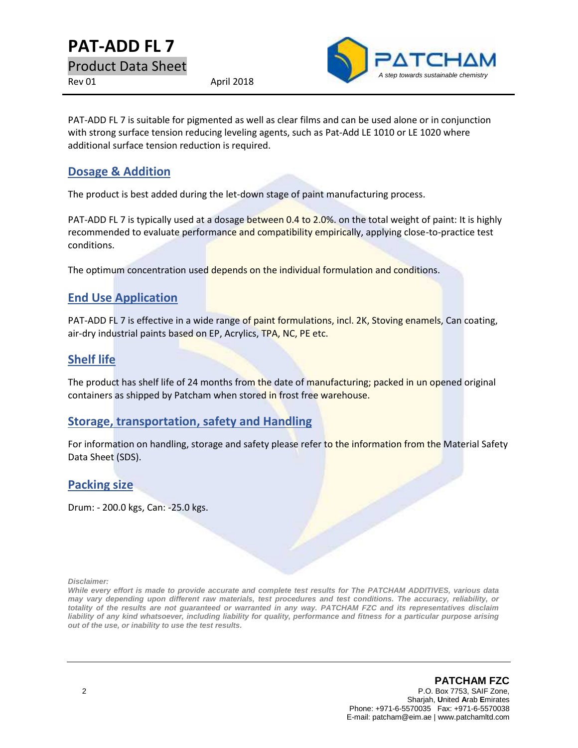PAT-ADD FL 7 is suitable for pigmented as well as clear films and can be used alone or in conjunction with strong surface tension reducing leveling agents, such as Pat-Add LE 1010 or LE 1020 where additional surface tension reduction is required.

## Dosage & Addition

The product is best added during the let-down stage of paint manufacturing process.

PAT-ADD FL 7 is typically used at a dosage between 0.4 to 2.0%. on the total weight of paint: It is highly recommended to evaluate performance and compatibility empirically, applying close-to-practice test conditions.

The optimum concentration used depends on the individual formulation and conditions.

## End Use Application

PAT-ADD FL 7 is effective in a wide range of paint formulations, incl. 2K, Stoving enamels, Can coating, air-dry industrial paints based on EP, Acrylics, TPA, NC, PE etc.

## Shelf life

The product has shelf life of 24 months from the date of manufacturing; packed in un opened original containers as shipped by Patcham when stored in frost free warehouse.

## Storage, transportation, safety and Handling

For information on handling, storage and safety please refer to the information from the Material Safety Data Sheet (SDS).

## Packing size

Drum: - 200.0 kgs, Can: -25.0 kgs.

***Disclaimer:***

***While every effort is made to provide accurate and complete test results for The PATCHAM ADDITIVES, various data may vary depending upon different raw materials, test procedures and test conditions. The accuracy, reliability, or totality of the results are not guaranteed or warranted in any way. PATCHAM FZC and its representatives disclaim liability of any kind whatsoever, including liability for quality, performance and fitness for a particular purpose arising out of the use, or inability to use the test results.***